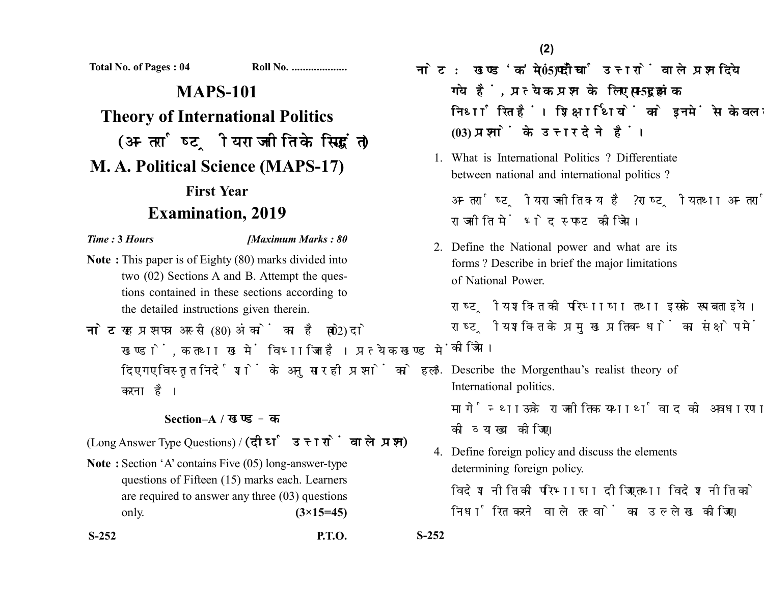Total No. of Pages : 04 Roll No. ....................

# MAPS-101

# Theory of International Politics

# (अन्तर्राष्ट्रीय राजनीति के सिद्धांत)

# M. A. Political Science (MAPS-17)

## First Year

## Examination, 2019

*Time :* **3** *Hours* *[Maximum Marks : 80*

**Note :** This paper is of Eighty (80) marks divided into two (02) Sections A and B. Attempt the questions contained in these sections according to the detailed instructions given therein.

**नोट :** यह प्रश्नपत्र अस्सी (80) अंकों का है जो दो (02) खण्डों, क तथा ख में विभाजित है। प्रत्येक खण्ड में दिए गए विस्तृत निर्देशों के अनुसार ही प्रश्नों को हल करना है।

### Section–A / खण्ड – क

(Long Answer Type Questions) / **(दीर्घ उत्तरों वाले प्रश्न)**

**Note :** Section 'A' contains Five (05) long-answer-type questions of Fifteen (15) marks each. Learners are required to answer any three (03) questions only. **(3×15=45)**

**नोट :** खण्ड 'क' में पाँच (05) दीर्घ उत्तरों वाले प्रश्न दिये गये हैं, प्रत्येक प्रश्न के लिए पन्द्रह (15) अंक निर्धारित हैं। शिक्षार्थियों को इनमें से केवल तीन (03) प्रश्नों के उत्तर देने हैं।

1. What is International Politics ? Differentiate between national and international politics ?

   अन्तर्राष्ट्रीय राजनीति क्या है ? राष्ट्रीय तथा अन्तर्राष्ट्रीय राजनीति में भेद स्पष्ट कीजिये।

2. Define the National power and what are its forms ? Describe in brief the major limitations of National Power.

   राष्ट्रीय शक्ति की परिभाषा तथा इसके रूप बताइये। राष्ट्रीय शक्ति के प्रमुख प्रतिबन्धों का संक्षेप में वर्णन कीजिये।

3. Describe the Morgenthau's realist theory of International politics.

   मार्गेन्थाऊ के राजनीतिक यथार्थवाद की अवधारणा की व्याख्या कीजिए।

4. Define foreign policy and discuss the elements determining foreign policy.

   विदेश नीति की परिभाषा दीजिए तथा विदेश नीति को निर्धारित करने वाले तत्वों का उल्लेख कीजिए।

S-252 P.T.O.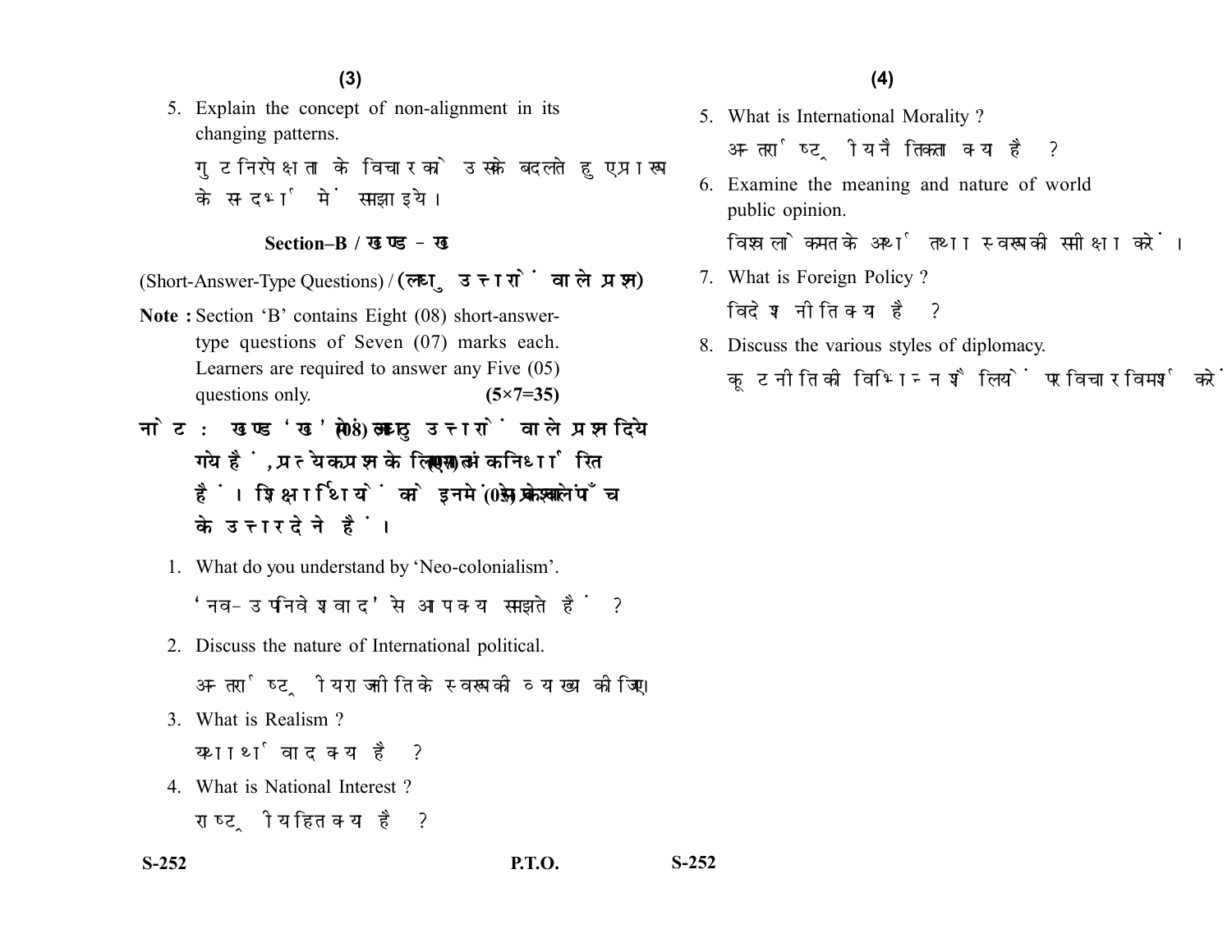5. Explain the concept of non-alignment in its changing patterns.

   गुटनिरपेक्षता के विचार को उसके बदलते हुए प्रारूप के संदर्भ में समझाइये।

## Section–B / खण्ड–ख

### (Short-Answer-Type Questions) / (लघु उत्तरों वाले प्रश्न)

**Note :** Section 'B' contains Eight (08) short-answer-type questions of Seven (07) marks each. Learners are required to answer any Five (05) questions only. **(5×7=35)**

**नोट :** खण्ड 'ख' में आठ (08) लघु उत्तरों वाले प्रश्न दिये गये हैं, प्रत्येक प्रश्न के लिए सात (07) अंक निर्धारित हैं। शिक्षार्थियों को इनमें से केवल पाँच (05) प्रश्नों के उत्तर देने हैं।

1. What do you understand by 'Neo-colonialism'.

   'नव-उपनिवेशवाद' से आप क्या समझते हैं?

2. Discuss the nature of International political.

   अन्तर्राष्ट्रीय राजनीति के स्वरूप की व्याख्या कीजिए।

3. What is Realism ?

   यथार्थवाद क्या है?

4. What is National Interest ?

   राष्ट्रीय हित क्या है?

5. What is International Morality ?

   अन्तर्राष्ट्रीय नैतिकता क्या है?

6. Examine the meaning and nature of world public opinion.

   विश्व लोकमत के अर्थ तथा स्वरूप की समीक्षा करें।

7. What is Foreign Policy ?

   विदेश नीति क्या है?

8. Discuss the various styles of diplomacy.

   कूटनीति की विभिन्न शैलियों पर विचार विमर्श करें।